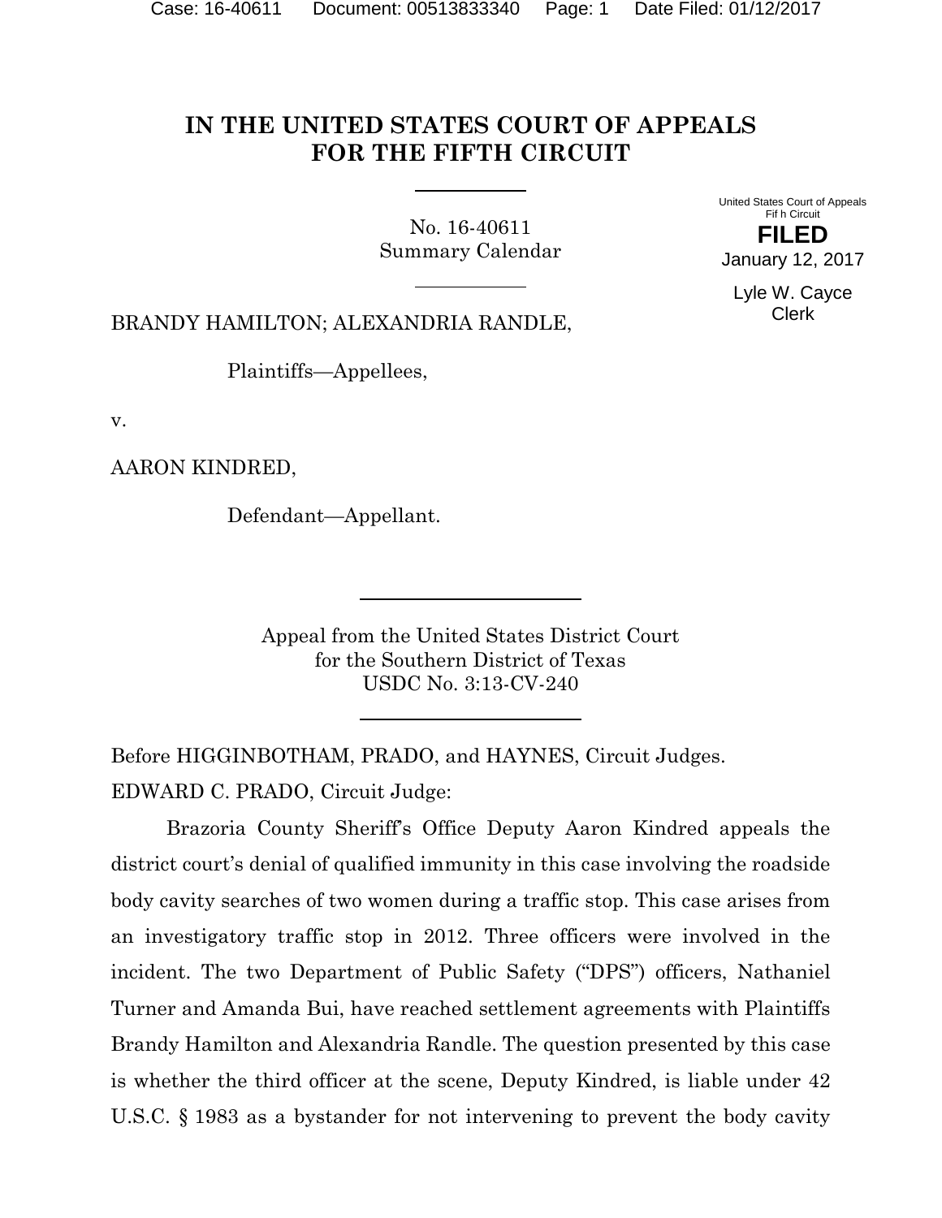# IN THE UNITED STATES COURT OF APPEALS FOR THE FIFTH CIRCUIT

No. 16-40611
Summary Calendar

United States Court of Appeals
Fifth Circuit

**FILED**

January 12, 2017

Lyle W. Cayce
Clerk

BRANDY HAMILTON; ALEXANDRIA RANDLE,

Plaintiffs—Appellees,

v.

AARON KINDRED,

Defendant—Appellant.

Appeal from the United States District Court
for the Southern District of Texas
USDC No. 3:13-CV-240

Before HIGGINBOTHAM, PRADO, and HAYNES, Circuit Judges.

EDWARD C. PRADO, Circuit Judge:

Brazoria County Sheriff's Office Deputy Aaron Kindred appeals the district court's denial of qualified immunity in this case involving the roadside body cavity searches of two women during a traffic stop. This case arises from an investigatory traffic stop in 2012. Three officers were involved in the incident. The two Department of Public Safety ("DPS") officers, Nathaniel Turner and Amanda Bui, have reached settlement agreements with Plaintiffs Brandy Hamilton and Alexandria Randle. The question presented by this case is whether the third officer at the scene, Deputy Kindred, is liable under 42 U.S.C. § 1983 as a bystander for not intervening to prevent the body cavity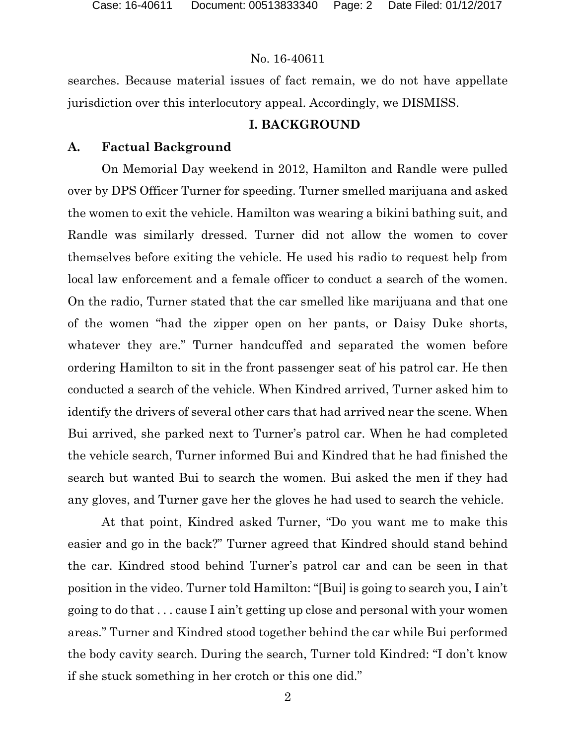searches. Because material issues of fact remain, we do not have appellate jurisdiction over this interlocutory appeal. Accordingly, we DISMISS.

## I. BACKGROUND

### A. Factual Background

On Memorial Day weekend in 2012, Hamilton and Randle were pulled over by DPS Officer Turner for speeding. Turner smelled marijuana and asked the women to exit the vehicle. Hamilton was wearing a bikini bathing suit, and Randle was similarly dressed. Turner did not allow the women to cover themselves before exiting the vehicle. He used his radio to request help from local law enforcement and a female officer to conduct a search of the women. On the radio, Turner stated that the car smelled like marijuana and that one of the women "had the zipper open on her pants, or Daisy Duke shorts, whatever they are." Turner handcuffed and separated the women before ordering Hamilton to sit in the front passenger seat of his patrol car. He then conducted a search of the vehicle. When Kindred arrived, Turner asked him to identify the drivers of several other cars that had arrived near the scene. When Bui arrived, she parked next to Turner's patrol car. When he had completed the vehicle search, Turner informed Bui and Kindred that he had finished the search but wanted Bui to search the women. Bui asked the men if they had any gloves, and Turner gave her the gloves he had used to search the vehicle.

At that point, Kindred asked Turner, "Do you want me to make this easier and go in the back?" Turner agreed that Kindred should stand behind the car. Kindred stood behind Turner's patrol car and can be seen in that position in the video. Turner told Hamilton: "[Bui] is going to search you, I ain't going to do that . . . cause I ain't getting up close and personal with your women areas." Turner and Kindred stood together behind the car while Bui performed the body cavity search. During the search, Turner told Kindred: "I don't know if she stuck something in her crotch or this one did."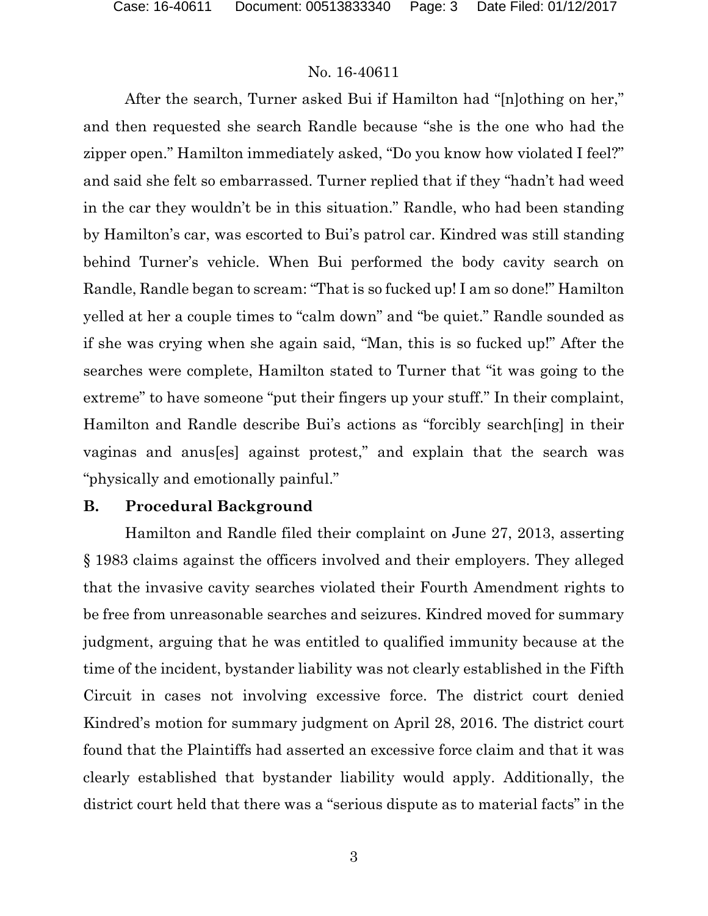After the search, Turner asked Bui if Hamilton had "[n]othing on her," and then requested she search Randle because "she is the one who had the zipper open." Hamilton immediately asked, "Do you know how violated I feel?" and said she felt so embarrassed. Turner replied that if they "hadn't had weed in the car they wouldn't be in this situation." Randle, who had been standing by Hamilton's car, was escorted to Bui's patrol car. Kindred was still standing behind Turner's vehicle. When Bui performed the body cavity search on Randle, Randle began to scream: "That is so fucked up! I am so done!" Hamilton yelled at her a couple times to "calm down" and "be quiet." Randle sounded as if she was crying when she again said, "Man, this is so fucked up!" After the searches were complete, Hamilton stated to Turner that "it was going to the extreme" to have someone "put their fingers up your stuff." In their complaint, Hamilton and Randle describe Bui's actions as "forcibly search[ing] in their vaginas and anus[es] against protest," and explain that the search was "physically and emotionally painful."

### B. Procedural Background

Hamilton and Randle filed their complaint on June 27, 2013, asserting § 1983 claims against the officers involved and their employers. They alleged that the invasive cavity searches violated their Fourth Amendment rights to be free from unreasonable searches and seizures. Kindred moved for summary judgment, arguing that he was entitled to qualified immunity because at the time of the incident, bystander liability was not clearly established in the Fifth Circuit in cases not involving excessive force. The district court denied Kindred's motion for summary judgment on April 28, 2016. The district court found that the Plaintiffs had asserted an excessive force claim and that it was clearly established that bystander liability would apply. Additionally, the district court held that there was a "serious dispute as to material facts" in the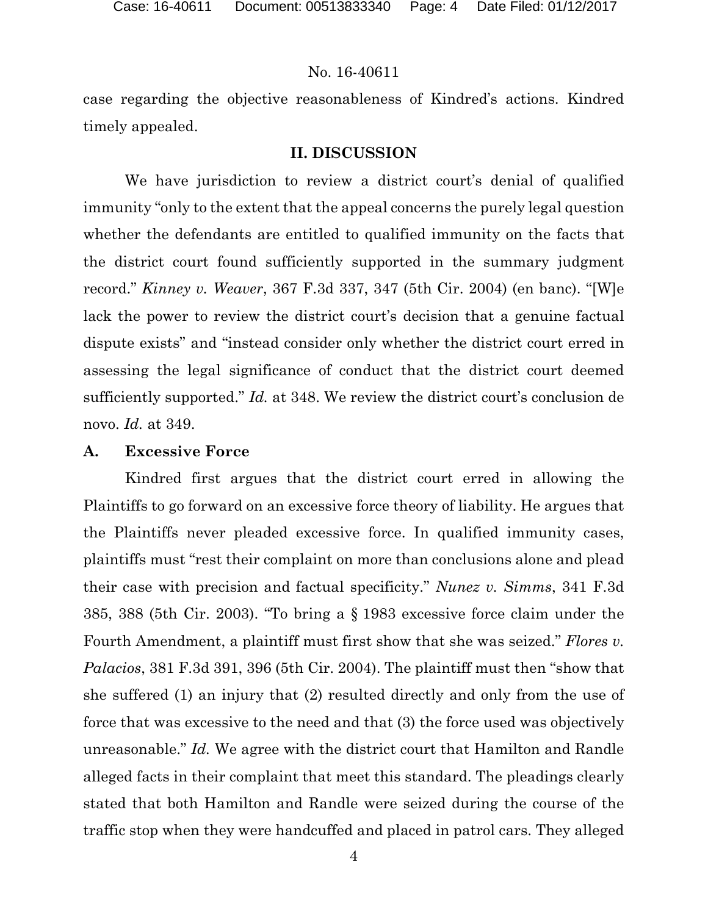case regarding the objective reasonableness of Kindred's actions. Kindred timely appealed.

## II. DISCUSSION

We have jurisdiction to review a district court's denial of qualified immunity "only to the extent that the appeal concerns the purely legal question whether the defendants are entitled to qualified immunity on the facts that the district court found sufficiently supported in the summary judgment record." *Kinney v. Weaver*, 367 F.3d 337, 347 (5th Cir. 2004) (en banc). "[W]e lack the power to review the district court's decision that a genuine factual dispute exists" and "instead consider only whether the district court erred in assessing the legal significance of conduct that the district court deemed sufficiently supported." *Id.* at 348. We review the district court's conclusion de novo. *Id.* at 349.

### A. Excessive Force

Kindred first argues that the district court erred in allowing the Plaintiffs to go forward on an excessive force theory of liability. He argues that the Plaintiffs never pleaded excessive force. In qualified immunity cases, plaintiffs must "rest their complaint on more than conclusions alone and plead their case with precision and factual specificity." *Nunez v. Simms*, 341 F.3d 385, 388 (5th Cir. 2003). "To bring a § 1983 excessive force claim under the Fourth Amendment, a plaintiff must first show that she was seized." *Flores v. Palacios*, 381 F.3d 391, 396 (5th Cir. 2004). The plaintiff must then "show that she suffered (1) an injury that (2) resulted directly and only from the use of force that was excessive to the need and that (3) the force used was objectively unreasonable." *Id.* We agree with the district court that Hamilton and Randle alleged facts in their complaint that meet this standard. The pleadings clearly stated that both Hamilton and Randle were seized during the course of the traffic stop when they were handcuffed and placed in patrol cars. They alleged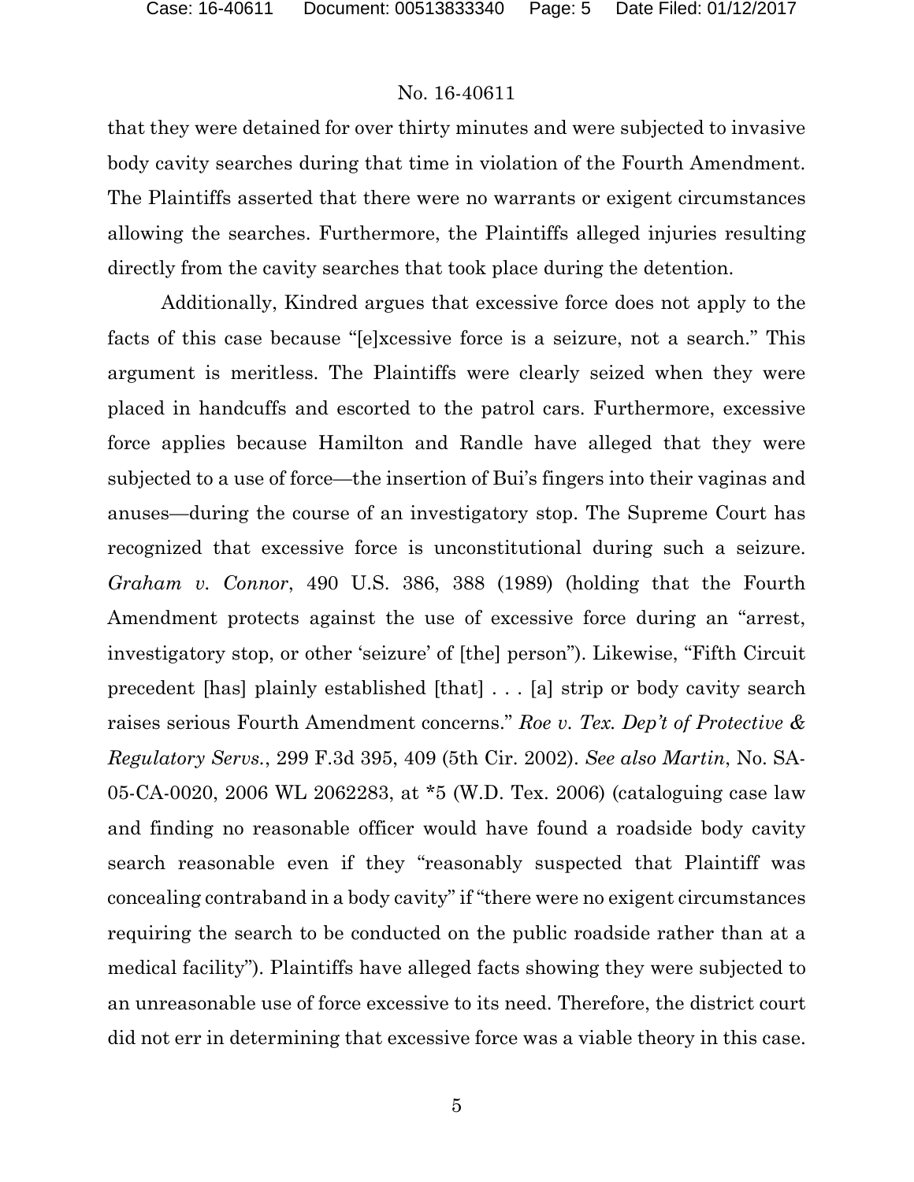that they were detained for over thirty minutes and were subjected to invasive body cavity searches during that time in violation of the Fourth Amendment. The Plaintiffs asserted that there were no warrants or exigent circumstances allowing the searches. Furthermore, the Plaintiffs alleged injuries resulting directly from the cavity searches that took place during the detention.

Additionally, Kindred argues that excessive force does not apply to the facts of this case because "[e]xcessive force is a seizure, not a search." This argument is meritless. The Plaintiffs were clearly seized when they were placed in handcuffs and escorted to the patrol cars. Furthermore, excessive force applies because Hamilton and Randle have alleged that they were subjected to a use of force—the insertion of Bui's fingers into their vaginas and anuses—during the course of an investigatory stop. The Supreme Court has recognized that excessive force is unconstitutional during such a seizure. *Graham v. Connor*, 490 U.S. 386, 388 (1989) (holding that the Fourth Amendment protects against the use of excessive force during an "arrest, investigatory stop, or other 'seizure' of [the] person"). Likewise, "Fifth Circuit precedent [has] plainly established [that] . . . [a] strip or body cavity search raises serious Fourth Amendment concerns." *Roe v. Tex. Dep't of Protective & Regulatory Servs.*, 299 F.3d 395, 409 (5th Cir. 2002). *See also Martin*, No. SA-05-CA-0020, 2006 WL 2062283, at *5 (W.D. Tex. 2006) (cataloguing case law and finding no reasonable officer would have found a roadside body cavity search reasonable even if they "reasonably suspected that Plaintiff was concealing contraband in a body cavity" if "there were no exigent circumstances requiring the search to be conducted on the public roadside rather than at a medical facility"). Plaintiffs have alleged facts showing they were subjected to an unreasonable use of force excessive to its need. Therefore, the district court did not err in determining that excessive force was a viable theory in this case.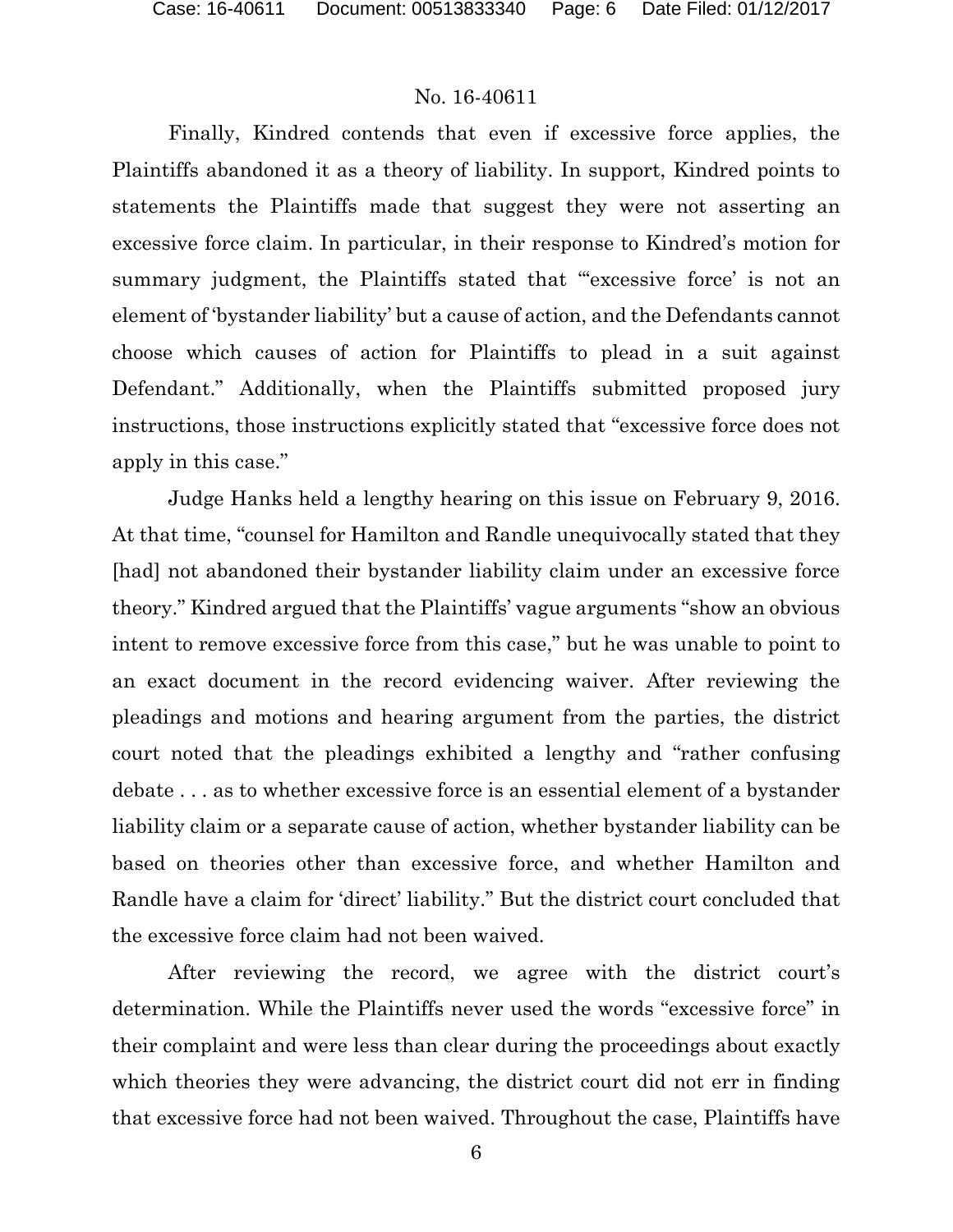Finally, Kindred contends that even if excessive force applies, the Plaintiffs abandoned it as a theory of liability. In support, Kindred points to statements the Plaintiffs made that suggest they were not asserting an excessive force claim. In particular, in their response to Kindred's motion for summary judgment, the Plaintiffs stated that "'excessive force' is not an element of 'bystander liability' but a cause of action, and the Defendants cannot choose which causes of action for Plaintiffs to plead in a suit against Defendant." Additionally, when the Plaintiffs submitted proposed jury instructions, those instructions explicitly stated that "excessive force does not apply in this case."

Judge Hanks held a lengthy hearing on this issue on February 9, 2016. At that time, "counsel for Hamilton and Randle unequivocally stated that they [had] not abandoned their bystander liability claim under an excessive force theory." Kindred argued that the Plaintiffs' vague arguments "show an obvious intent to remove excessive force from this case," but he was unable to point to an exact document in the record evidencing waiver. After reviewing the pleadings and motions and hearing argument from the parties, the district court noted that the pleadings exhibited a lengthy and "rather confusing debate . . . as to whether excessive force is an essential element of a bystander liability claim or a separate cause of action, whether bystander liability can be based on theories other than excessive force, and whether Hamilton and Randle have a claim for 'direct' liability." But the district court concluded that the excessive force claim had not been waived.

After reviewing the record, we agree with the district court's determination. While the Plaintiffs never used the words "excessive force" in their complaint and were less than clear during the proceedings about exactly which theories they were advancing, the district court did not err in finding that excessive force had not been waived. Throughout the case, Plaintiffs have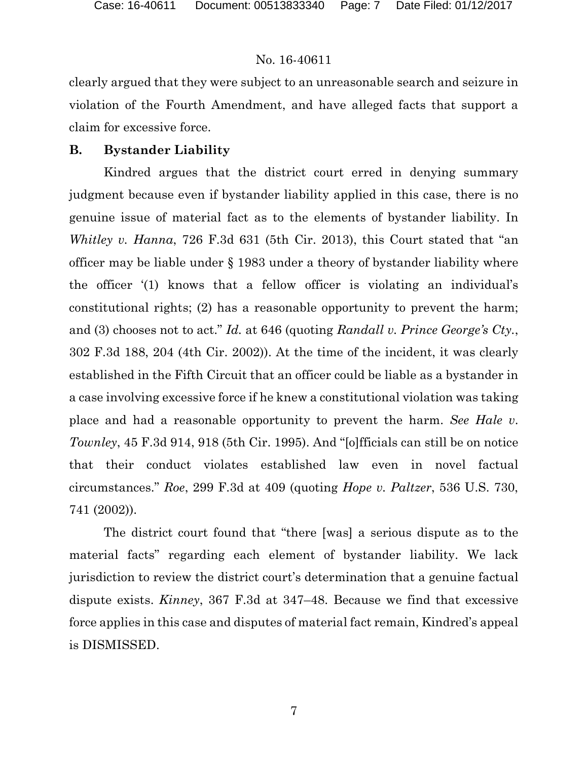clearly argued that they were subject to an unreasonable search and seizure in violation of the Fourth Amendment, and have alleged facts that support a claim for excessive force.

## B. Bystander Liability

Kindred argues that the district court erred in denying summary judgment because even if bystander liability applied in this case, there is no genuine issue of material fact as to the elements of bystander liability. In *Whitley v. Hanna*, 726 F.3d 631 (5th Cir. 2013), this Court stated that "an officer may be liable under § 1983 under a theory of bystander liability where the officer '(1) knows that a fellow officer is violating an individual's constitutional rights; (2) has a reasonable opportunity to prevent the harm; and (3) chooses not to act." *Id.* at 646 (quoting *Randall v. Prince George's Cty.*, 302 F.3d 188, 204 (4th Cir. 2002)). At the time of the incident, it was clearly established in the Fifth Circuit that an officer could be liable as a bystander in a case involving excessive force if he knew a constitutional violation was taking place and had a reasonable opportunity to prevent the harm. *See Hale v. Townley*, 45 F.3d 914, 918 (5th Cir. 1995). And "[o]fficials can still be on notice that their conduct violates established law even in novel factual circumstances." *Roe*, 299 F.3d at 409 (quoting *Hope v. Paltzer*, 536 U.S. 730, 741 (2002)).

The district court found that "there [was] a serious dispute as to the material facts" regarding each element of bystander liability. We lack jurisdiction to review the district court's determination that a genuine factual dispute exists. *Kinney*, 367 F.3d at 347–48. Because we find that excessive force applies in this case and disputes of material fact remain, Kindred's appeal is DISMISSED.